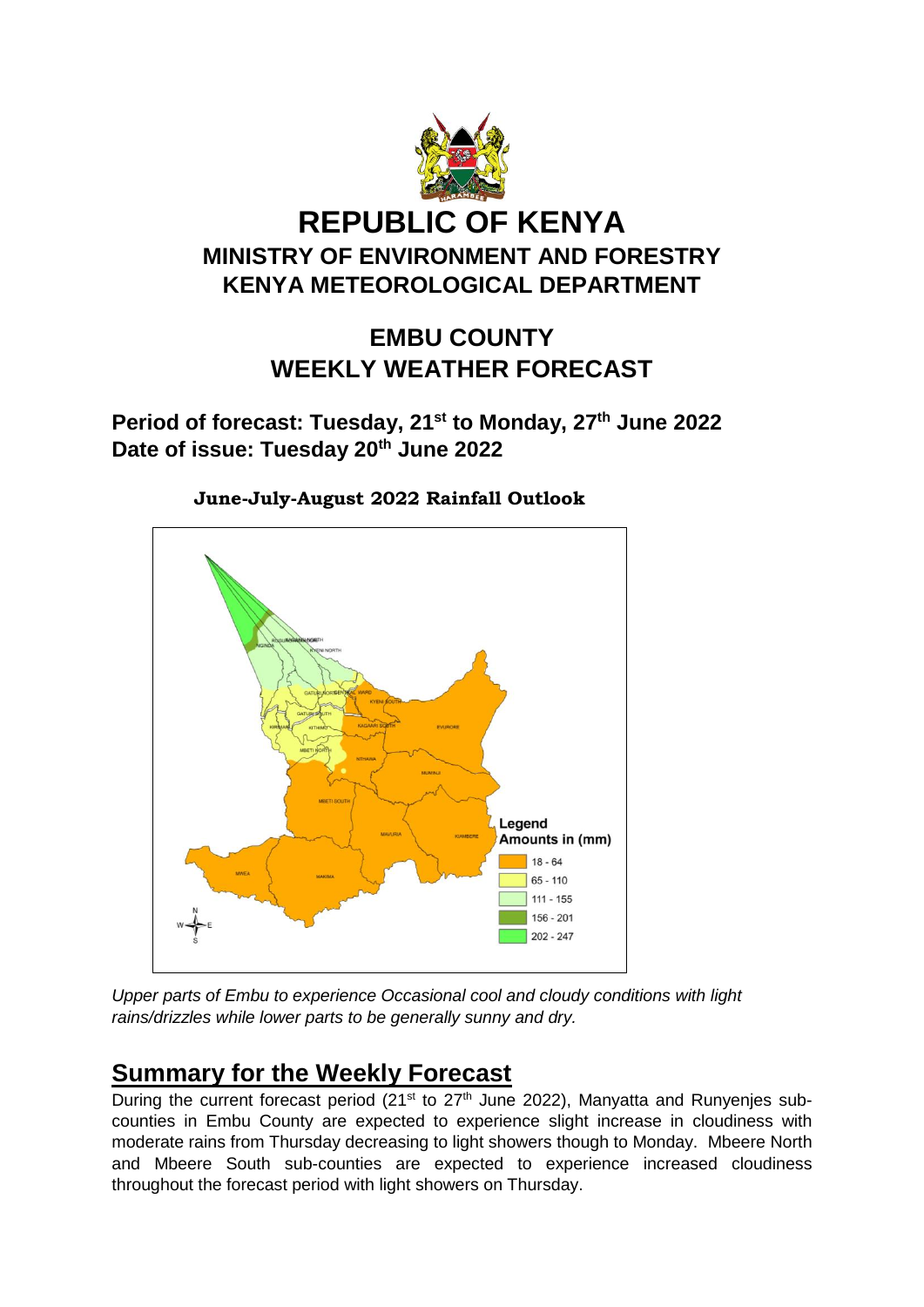# REPUBLIC OF KENYA

## MINISTRY OF ENVIRONMENT AND FORESTRY

## KENYA METEOROLOGICAL DEPARTMENT

## EMBU COUNTY WEEKLY WEATHER FORECAST

**Period of forecast: Tuesday, 21st to Monday, 27th June 2022**
**Date of issue: Tuesday 20th June 2022**

**June-July-August 2022 Rainfall Outlook**

Legend
Amounts in (mm)

- 18 - 64
- 65 - 110
- 111 - 155
- 156 - 201
- 202 - 247

*Upper parts of Embu to experience Occasional cool and cloudy conditions with light rains/drizzles while lower parts to be generally sunny and dry.*

## Summary for the Weekly Forecast

During the current forecast period (21st to 27th June 2022), Manyatta and Runyenjes sub-counties in Embu County are expected to experience slight increase in cloudiness with moderate rains from Thursday decreasing to light showers though to Monday. Mbeere North and Mbeere South sub-counties are expected to experience increased cloudiness throughout the forecast period with light showers on Thursday.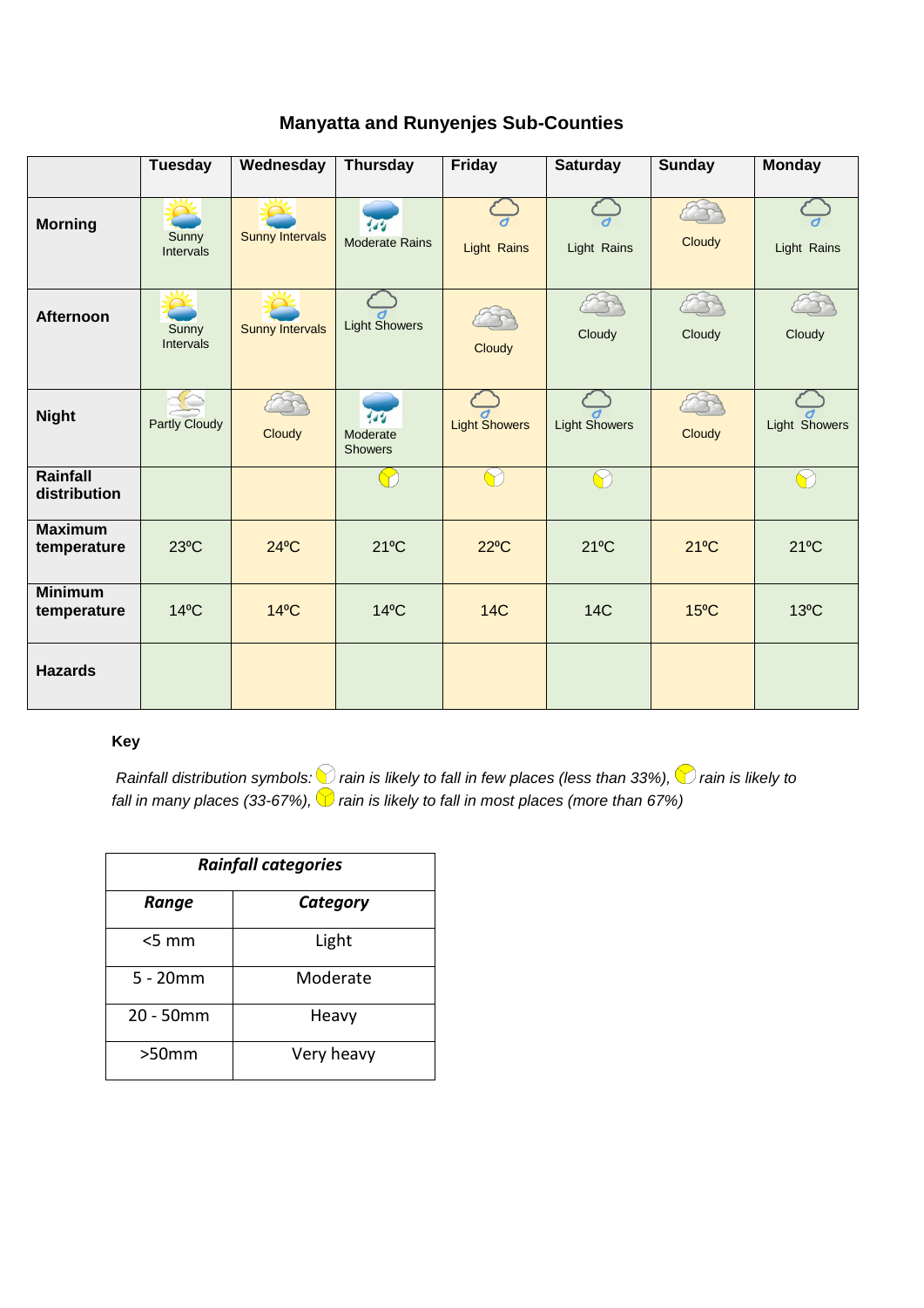## Manyatta and Runyenjes Sub-Counties

| | Tuesday | Wednesday | Thursday | Friday | Saturday | Sunday | Monday |
|---|---|---|---|---|---|---|---|
| **Morning** | Sunny Intervals | Sunny Intervals | Moderate Rains | Light Rains | Light Rains | Cloudy | Light Rains |
| **Afternoon** | Sunny Intervals | Sunny Intervals | Light Showers | Cloudy | Cloudy | Cloudy | Cloudy |
| **Night** | Partly Cloudy | Cloudy | Moderate Showers | Light Showers | Light Showers | Cloudy | Light Showers |
| **Rainfall distribution** | | | | | | | |
| **Maximum temperature** | 23ºC | 24ºC | 21ºC | 22ºC | 21ºC | 21ºC | 21ºC |
| **Minimum temperature** | 14ºC | 14ºC | 14ºC | 14C | 14C | 15ºC | 13ºC |
| **Hazards** | | | | | | | |

**Key**

*Rainfall distribution symbols: rain is likely to fall in few places (less than 33%), rain is likely to fall in many places (33-67%), rain is likely to fall in most places (more than 67%)*

| ***Rainfall categories*** | |
|---|---|
| ***Range*** | ***Category*** |
| <5 mm | Light |
| 5 - 20mm | Moderate |
| 20 - 50mm | Heavy |
| >50mm | Very heavy |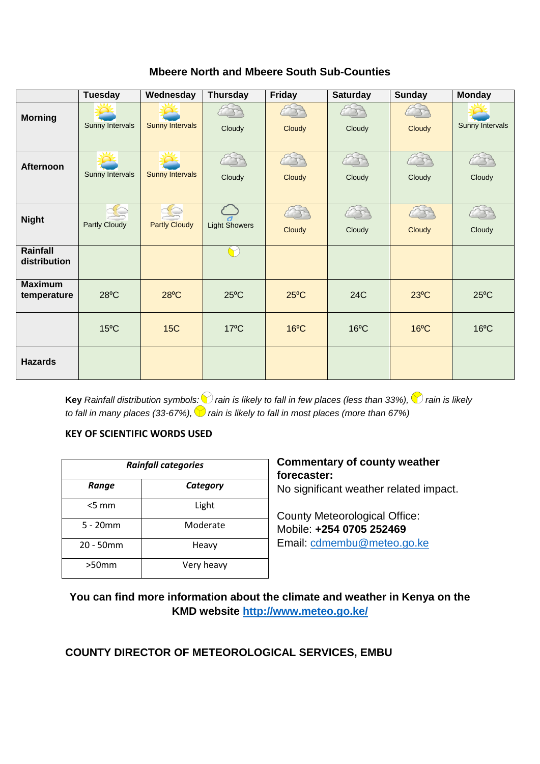## Mbeere North and Mbeere South Sub-Counties

| | Tuesday | Wednesday | Thursday | Friday | Saturday | Sunday | Monday |
|---|---|---|---|---|---|---|---|
| **Morning** | Sunny Intervals | Sunny Intervals | Cloudy | Cloudy | Cloudy | Cloudy | Sunny Intervals |
| **Afternoon** | Sunny Intervals | Sunny Intervals | Cloudy | Cloudy | Cloudy | Cloudy | Cloudy |
| **Night** | Partly Cloudy | Partly Cloudy | Light Showers | Cloudy | Cloudy | Cloudy | Cloudy |
| **Rainfall distribution** | | | | | | | |
| **Maximum temperature** | 28ºC | 28ºC | 25ºC | 25ºC | 24C | 23ºC | 25ºC |
| | 15ºC | 15C | 17ºC | 16ºC | 16ºC | 16ºC | 16ºC |
| **Hazards** | | | | | | | |

**Key** *Rainfall distribution symbols: rain is likely to fall in few places (less than 33%), rain is likely to fall in many places (33-67%), rain is likely to fall in most places (more than 67%)*

**KEY OF SCIENTIFIC WORDS USED**

| *Rainfall categories* | |
|---|---|
| ***Range*** | ***Category*** |
| <5 mm | Light |
| 5 - 20mm | Moderate |
| 20 - 50mm | Heavy |
| >50mm | Very heavy |

**Commentary of county weather forecaster:**
No significant weather related impact.

County Meteorological Office:
Mobile: **+254 0705 252469**
Email: cdmembu@meteo.go.ke

**You can find more information about the climate and weather in Kenya on the KMD website http://www.meteo.go.ke/**

**COUNTY DIRECTOR OF METEOROLOGICAL SERVICES, EMBU**